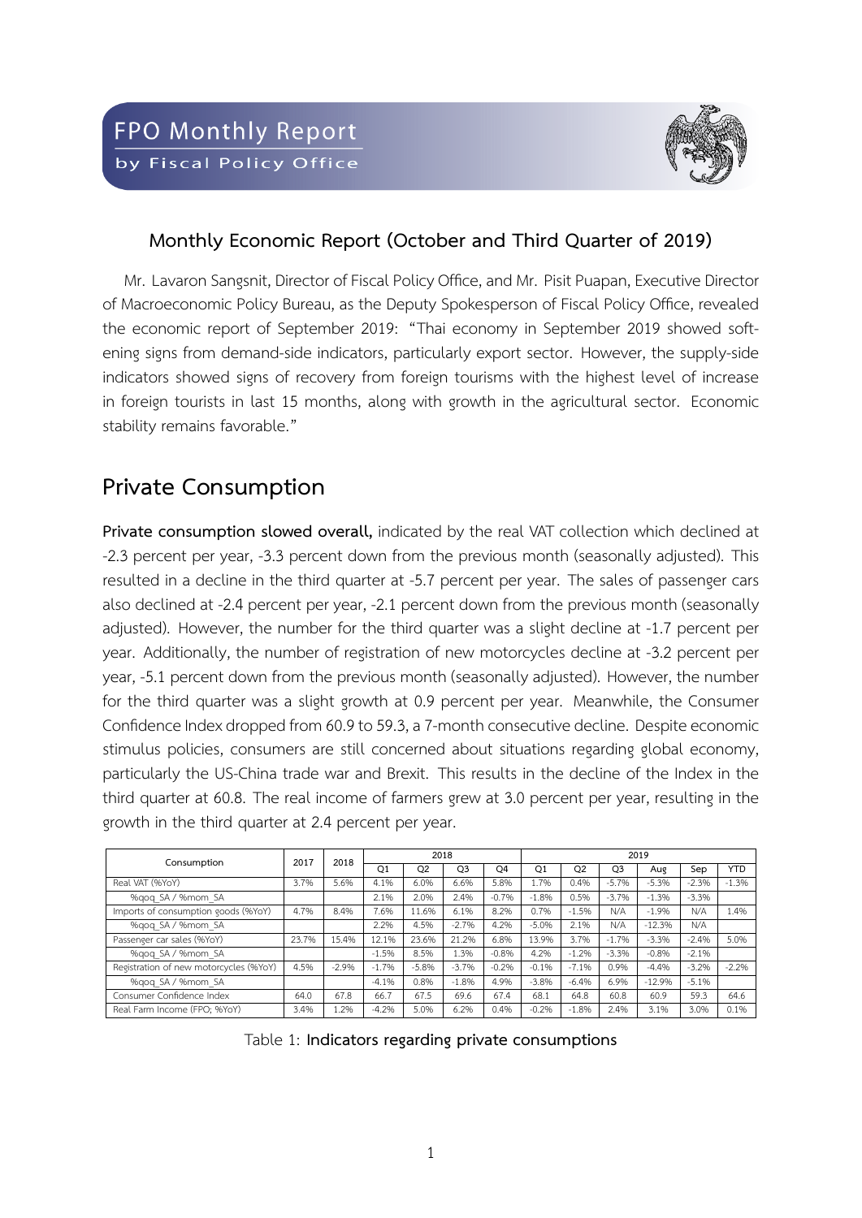# FPO Monthly Report

by Fiscal Policy Office

## Monthly Economic Report (October and Third Quarter of 2019)

Mr. Lavaron Sangsnit, Director of Fiscal Policy Office, and Mr. Pisit Puapan, Executive Director of Macroeconomic Policy Bureau, as the Deputy Spokesperson of Fiscal Policy Office, revealed the economic report of September 2019: "Thai economy in September 2019 showed softening signs from demand-side indicators, particularly export sector. However, the supply-side indicators showed signs of recovery from foreign tourisms with the highest level of increase in foreign tourists in last 15 months, along with growth in the agricultural sector. Economic stability remains favorable."

## Private Consumption

**Private consumption slowed overall,** indicated by the real VAT collection which declined at -2.3 percent per year, -3.3 percent down from the previous month (seasonally adjusted). This resulted in a decline in the third quarter at -5.7 percent per year. The sales of passenger cars also declined at -2.4 percent per year, -2.1 percent down from the previous month (seasonally adjusted). However, the number for the third quarter was a slight decline at -1.7 percent per year. Additionally, the number of registration of new motorcycles decline at -3.2 percent per year, -5.1 percent down from the previous month (seasonally adjusted). However, the number for the third quarter was a slight growth at 0.9 percent per year. Meanwhile, the Consumer Confidence Index dropped from 60.9 to 59.3, a 7-month consecutive decline. Despite economic stimulus policies, consumers are still concerned about situations regarding global economy, particularly the US-China trade war and Brexit. This results in the decline of the Index in the third quarter at 60.8. The real income of farmers grew at 3.0 percent per year, resulting in the growth in the third quarter at 2.4 percent per year.

| Consumption | 2017 | 2018 | 2018 | | | | 2019 | | | | | |
|---|---|---|---|---|---|---|---|---|---|---|---|---|
| | | | Q1 | Q2 | Q3 | Q4 | Q1 | Q2 | Q3 | Aug | Sep | YTD |
| Real VAT (%YoY) | 3.7% | 5.6% | 4.1% | 6.0% | 6.6% | 5.8% | 1.7% | 0.4% | -5.7% | -5.3% | -2.3% | -1.3% |
| %qoq_SA / %mom_SA | | | 2.1% | 2.0% | 2.4% | -0.7% | -1.8% | 0.5% | -3.7% | -1.3% | -3.3% | |
| Imports of consumption goods (%YoY) | 4.7% | 8.4% | 7.6% | 11.6% | 6.1% | 8.2% | 0.7% | -1.5% | N/A | -1.9% | N/A | 1.4% |
| %qoq_SA / %mom_SA | | | 2.2% | 4.5% | -2.7% | 4.2% | -5.0% | 2.1% | N/A | -12.3% | N/A | |
| Passenger car sales (%YoY) | 23.7% | 15.4% | 12.1% | 23.6% | 21.2% | 6.8% | 13.9% | 3.7% | -1.7% | -3.3% | -2.4% | 5.0% |
| %qoq_SA / %mom_SA | | | -1.5% | 8.5% | 1.3% | -0.8% | 4.2% | -1.2% | -3.3% | -0.8% | -2.1% | |
| Registration of new motorcycles (%YoY) | 4.5% | -2.9% | -1.7% | -5.8% | -3.7% | -0.2% | -0.1% | -7.1% | 0.9% | -4.4% | -3.2% | -2.2% |
| %qoq_SA / %mom_SA | | | -4.1% | 0.8% | -1.8% | 4.9% | -3.8% | -6.4% | 6.9% | -12.9% | -5.1% | |
| Consumer Confidence Index | 64.0 | 67.8 | 66.7 | 67.5 | 69.6 | 67.4 | 68.1 | 64.8 | 60.8 | 60.9 | 59.3 | 64.6 |
| Real Farm Income (FPO; %YoY) | 3.4% | 1.2% | -4.2% | 5.0% | 6.2% | 0.4% | -0.2% | -1.8% | 2.4% | 3.1% | 3.0% | 0.1% |

Table 1: **Indicators regarding private consumptions**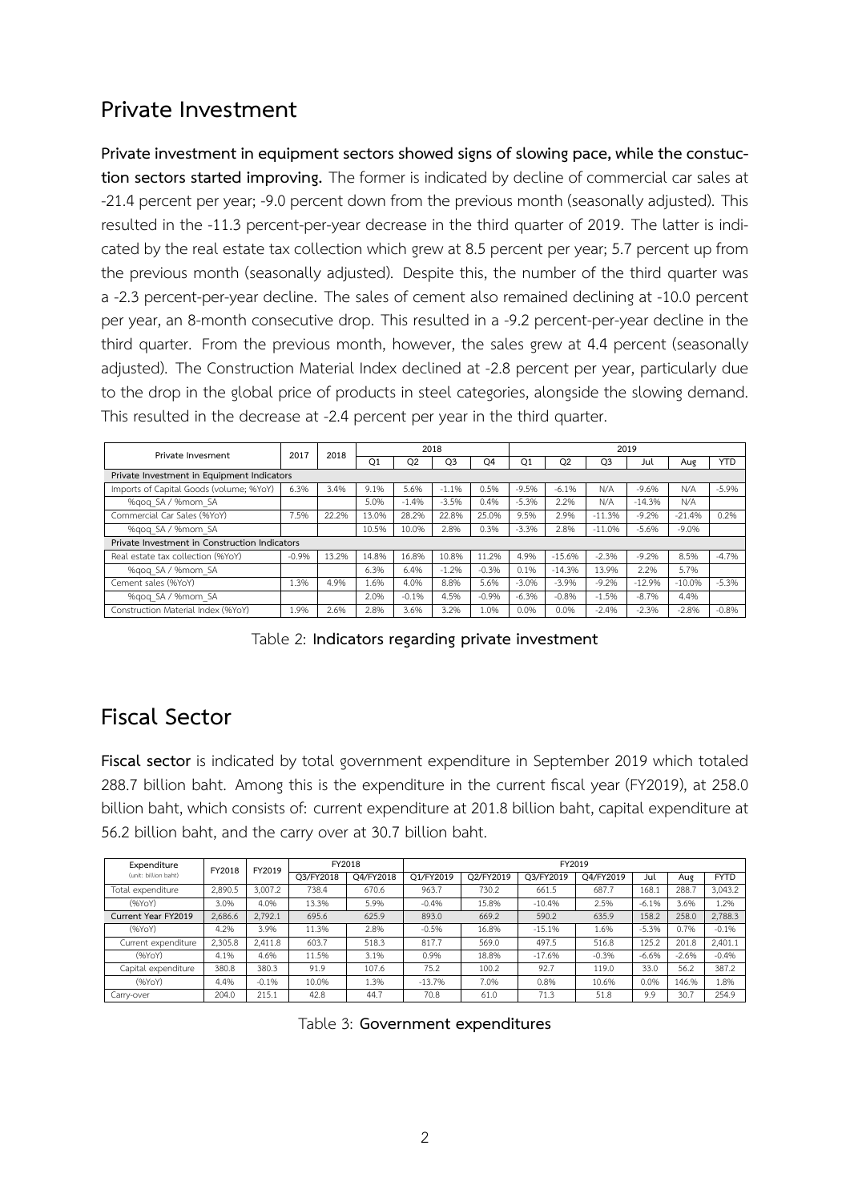## Private Investment

**Private investment in equipment sectors showed signs of slowing pace, while the constuction sectors started improving.** The former is indicated by decline of commercial car sales at -21.4 percent per year; -9.0 percent down from the previous month (seasonally adjusted). This resulted in the -11.3 percent-per-year decrease in the third quarter of 2019. The latter is indicated by the real estate tax collection which grew at 8.5 percent per year; 5.7 percent up from the previous month (seasonally adjusted). Despite this, the number of the third quarter was a -2.3 percent-per-year decline. The sales of cement also remained declining at -10.0 percent per year, an 8-month consecutive drop. This resulted in a -9.2 percent-per-year decline in the third quarter. From the previous month, however, the sales grew at 4.4 percent (seasonally adjusted). The Construction Material Index declined at -2.8 percent per year, particularly due to the drop in the global price of products in steel categories, alongside the slowing demand. This resulted in the decrease at -2.4 percent per year in the third quarter.

| Private Invesment | 2017 | 2018 | 2018 | | | | 2019 | | | | | |
|---|---|---|---|---|---|---|---|---|---|---|---|---|
| | | | Q1 | Q2 | Q3 | Q4 | Q1 | Q2 | Q3 | Jul | Aug | YTD |
| Private Investment in Equipment Indicators | | | | | | | | | | | | |
| Imports of Capital Goods (volume; %YoY) | 6.3% | 3.4% | 9.1% | 5.6% | -1.1% | 0.5% | -9.5% | -6.1% | N/A | -9.6% | N/A | -5.9% |
| %qoq_SA / %mom_SA | | | 5.0% | -1.4% | -3.5% | 0.4% | -5.3% | 2.2% | N/A | -14.3% | N/A | |
| Commercial Car Sales (%YoY) | 7.5% | 22.2% | 13.0% | 28.2% | 22.8% | 25.0% | 9.5% | 2.9% | -11.3% | -9.2% | -21.4% | 0.2% |
| %qoq_SA / %mom_SA | | | 10.5% | 10.0% | 2.8% | 0.3% | -3.3% | 2.8% | -11.0% | -5.6% | -9.0% | |
| Private Investment in Construction Indicators | | | | | | | | | | | | |
| Real estate tax collection (%YoY) | -0.9% | 13.2% | 14.8% | 16.8% | 10.8% | 11.2% | 4.9% | -15.6% | -2.3% | -9.2% | 8.5% | -4.7% |
| %qoq_SA / %mom_SA | | | 6.3% | 6.4% | -1.2% | -0.3% | 0.1% | -14.3% | 13.9% | 2.2% | 5.7% | |
| Cement sales (%YoY) | 1.3% | 4.9% | 1.6% | 4.0% | 8.8% | 5.6% | -3.0% | -3.9% | -9.2% | -12.9% | -10.0% | -5.3% |
| %qoq_SA / %mom_SA | | | 2.0% | -0.1% | 4.5% | -0.9% | -6.3% | -0.8% | -1.5% | -8.7% | 4.4% | |
| Construction Material Index (%YoY) | 1.9% | 2.6% | 2.8% | 3.6% | 3.2% | 1.0% | 0.0% | 0.0% | -2.4% | -2.3% | -2.8% | -0.8% |

Table 2: **Indicators regarding private investment**

## Fiscal Sector

**Fiscal sector** is indicated by total government expenditure in September 2019 which totaled 288.7 billion baht. Among this is the expenditure in the current fiscal year (FY2019), at 258.0 billion baht, which consists of: current expenditure at 201.8 billion baht, capital expenditure at 56.2 billion baht, and the carry over at 30.7 billion baht.

| Expenditure (unit: billion baht) | FY2018 | FY2019 | FY2018 | | FY2019 | | | | | | |
|---|---|---|---|---|---|---|---|---|---|---|---|
| | | | Q3/FY2018 | Q4/FY2018 | Q1/FY2019 | Q2/FY2019 | Q3/FY2019 | Q4/FY2019 | Jul | Aug | FYTD |
| Total expenditure | 2,890.5 | 3,007.2 | 738.4 | 670.6 | 963.7 | 730.2 | 661.5 | 687.7 | 168.1 | 288.7 | 3,043.2 |
| (%YoY) | 3.0% | 4.0% | 13.3% | 5.9% | -0.4% | 15.8% | -10.4% | 2.5% | -6.1% | 3.6% | 1.2% |
| **Current Year FY2019** | 2,686.6 | 2,792.1 | 695.6 | 625.9 | 893.0 | 669.2 | 590.2 | 635.9 | 158.2 | 258.0 | 2,788.3 |
| (%YoY) | 4.2% | 3.9% | 11.3% | 2.8% | -0.5% | 16.8% | -15.1% | 1.6% | -5.3% | 0.7% | -0.1% |
| Current expenditure | 2,305.8 | 2,411.8 | 603.7 | 518.3 | 817.7 | 569.0 | 497.5 | 516.8 | 125.2 | 201.8 | 2,401.1 |
| (%YoY) | 4.1% | 4.6% | 11.5% | 3.1% | 0.9% | 18.8% | -17.6% | -0.3% | -6.6% | -2.6% | -0.4% |
| Capital expenditure | 380.8 | 380.3 | 91.9 | 107.6 | 75.2 | 100.2 | 92.7 | 119.0 | 33.0 | 56.2 | 387.2 |
| (%YoY) | 4.4% | -0.1% | 10.0% | 1.3% | -13.7% | 7.0% | 0.8% | 10.6% | 0.0% | 146.% | 1.8% |
| Carry-over | 204.0 | 215.1 | 42.8 | 44.7 | 70.8 | 61.0 | 71.3 | 51.8 | 9.9 | 30.7 | 254.9 |

Table 3: **Government expenditures**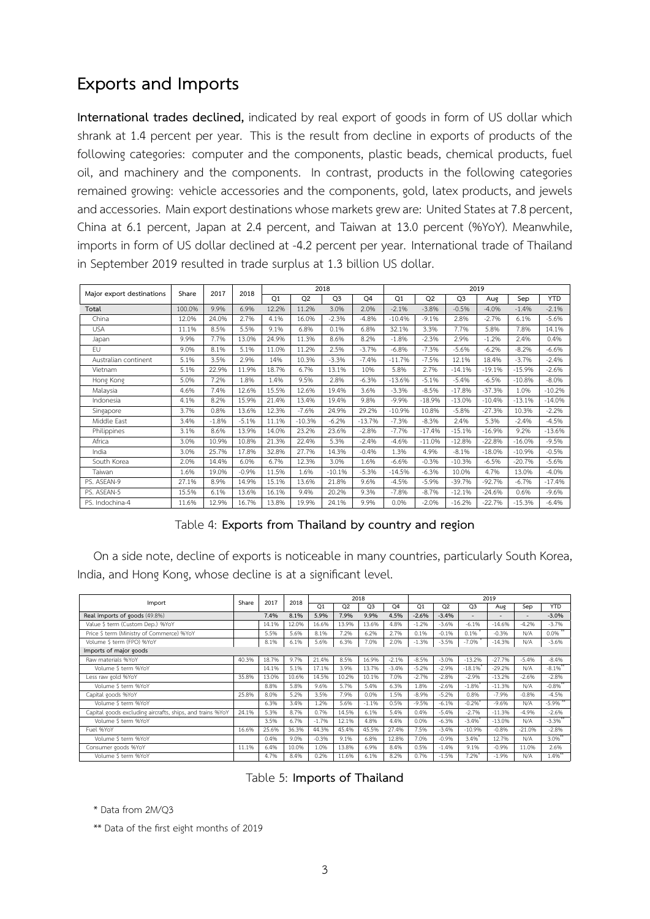## Exports and Imports

**International trades declined,** indicated by real export of goods in form of US dollar which shrank at 1.4 percent per year. This is the result from decline in exports of products of the following categories: computer and the components, plastic beads, chemical products, fuel oil, and machinery and the components. In contrast, products in the following categories remained growing: vehicle accessories and the components, gold, latex products, and jewels and accessories. Main export destinations whose markets grew are: United States at 7.8 percent, China at 6.1 percent, Japan at 2.4 percent, and Taiwan at 13.0 percent (%YoY). Meanwhile, imports in form of US dollar declined at -4.2 percent per year. International trade of Thailand in September 2019 resulted in trade surplus at 1.3 billion US dollar.

| Major export destinations | Share | 2017 | 2018 | 2018 | | | | 2019 | | | | | |
|---|---|---|---|---|---|---|---|---|---|---|---|---|---|
| | | | | Q1 | Q2 | Q3 | Q4 | Q1 | Q2 | Q3 | Aug | Sep | YTD |
| Total | 100.0% | 9.9% | 6.9% | 12.2% | 11.2% | 3.0% | 2.0% | -2.1% | -3.8% | -0.5% | -4.0% | -1.4% | -2.1% |
| China | 12.0% | 24.0% | 2.7% | 4.1% | 16.0% | -2.3% | -4.8% | -10.4% | -9.1% | 2.8% | -2.7% | 6.1% | -5.6% |
| USA | 11.1% | 8.5% | 5.5% | 9.1% | 6.8% | 0.1% | 6.8% | 32.1% | 3.3% | 7.7% | 5.8% | 7.8% | 14.1% |
| Japan | 9.9% | 7.7% | 13.0% | 24.9% | 11.3% | 8.6% | 8.2% | -1.8% | -2.3% | 2.9% | -1.2% | 2.4% | 0.4% |
| EU | 9.0% | 8.1% | 5.1% | 11.0% | 11.2% | 2.5% | -3.7% | -6.8% | -7.3% | -5.6% | -6.2% | -8.2% | -6.6% |
| Australian continent | 5.1% | 3.5% | 2.9% | 14% | 10.3% | -3.3% | -7.4% | -11.7% | -7.5% | 12.1% | 18.4% | -3.7% | -2.4% |
| Vietnam | 5.1% | 22.9% | 11.9% | 18.7% | 6.7% | 13.1% | 10% | 5.8% | 2.7% | -14.1% | -19.1% | -15.9% | -2.6% |
| Hong Kong | 5.0% | 7.2% | 1.8% | 1.4% | 9.5% | 2.8% | -6.3% | -13.6% | -5.1% | -5.4% | -6.5% | -10.8% | -8.0% |
| Malaysia | 4.6% | 7.4% | 12.6% | 15.5% | 12.6% | 19.4% | 3.6% | -3.3% | -8.5% | -17.8% | -37.3% | 1.0% | -10.2% |
| Indonesia | 4.1% | 8.2% | 15.9% | 21.4% | 13.4% | 19.4% | 9.8% | -9.9% | -18.9% | -13.0% | -10.4% | -13.1% | -14.0% |
| Singapore | 3.7% | 0.8% | 13.6% | 12.3% | -7.6% | 24.9% | 29.2% | -10.9% | 10.8% | -5.8% | -27.3% | 10.3% | -2.2% |
| Middle East | 3.4% | -1.8% | -5.1% | 11.1% | -10.3% | -6.2% | -13.7% | -7.3% | -8.3% | 2.4% | 5.3% | -2.4% | -4.5% |
| Philippines | 3.1% | 8.6% | 13.9% | 14.0% | 23.2% | 23.6% | -2.8% | -7.7% | -17.4% | -15.1% | -16.9% | 9.2% | -13.6% |
| Africa | 3.0% | 10.9% | 10.8% | 21.3% | 22.4% | 5.3% | -2.4% | -4.6% | -11.0% | -12.8% | -22.8% | -16.0% | -9.5% |
| India | 3.0% | 25.7% | 17.8% | 32.8% | 27.7% | 14.3% | -0.4% | 1.3% | 4.9% | -8.1% | -18.0% | -10.9% | -0.5% |
| South Korea | 2.0% | 14.4% | 6.0% | 6.7% | 12.3% | 3.0% | 1.6% | -6.6% | -0.3% | -10.3% | -6.5% | -20.7% | -5.6% |
| Taiwan | 1.6% | 19.0% | -0.9% | 11.5% | 1.6% | -10.1% | -5.3% | -14.5% | -6.3% | 10.0% | 4.7% | 13.0% | -4.0% |
| PS. ASEAN-9 | 27.1% | 8.9% | 14.9% | 15.1% | 13.6% | 21.8% | 9.6% | -4.5% | -5.9% | -39.7% | -92.7% | -6.7% | -17.4% |
| PS. ASEAN-5 | 15.5% | 6.1% | 13.6% | 16.1% | 9.4% | 20.2% | 9.3% | -7.8% | -8.7% | -12.1% | -24.6% | 0.6% | -9.6% |
| PS. Indochina-4 | 11.6% | 12.9% | 16.7% | 13.8% | 19.9% | 24.1% | 9.9% | 0.0% | -2.0% | -16.2% | -22.7% | -15.3% | -6.4% |

Table 4: **Exports from Thailand by country and region**

On a side note, decline of exports is noticeable in many countries, particularly South Korea, India, and Hong Kong, whose decline is at a significant level.

| Import | Share | 2017 | 2018 | 2018 | | | | 2019 | | | | | |
|---|---|---|---|---|---|---|---|---|---|---|---|---|---|
| | | | | Q1 | Q2 | Q3 | Q4 | Q1 | Q2 | Q3 | Aug | Sep | YTD |
| **Real imports of goods** (49.8%) | | **7.4%** | **8.1%** | **5.9%** | **7.9%** | **9.9%** | **4.5%** | **-2.6%** | **-3.4%** | - | - | - | **-3.0%** |
| Value $ term (Custom Dep.) %YoY | | 14.1% | 12.0% | 16.6% | 13.9% | 13.6% | 4.8% | -1.2% | -3.6% | -6.1% | -14.6% | -4.2% | -3.7% |
| Price $ term (Ministry of Commerce) %YoY | | 5.5% | 5.6% | 8.1% | 7.2% | 6.2% | 2.7% | 0.1% | -0.1% | 0.1% * | -0.3% | N/A | 0.0% ** |
| Volume $ term (FPO) %YoY | | 8.1% | 6.1% | 5.6% | 6.3% | 7.0% | 2.0% | -1.3% | -3.5% | -7.0% * | -14.3% | N/A | -3.6% |
| **Imports of major goods** | | | | | | | | | | | | | |
| Raw materials %YoY | 40.3% | 18.7% | 9.7% | 21.4% | 8.5% | 16.9% | -2.1% | -8.5% | -3.0% | -13.2% | -27.7% | -5.4% | -8.4% |
| Volume $ term %YoY | | 14.1% | 5.1% | 17.1% | 3.9% | 13.7% | -3.4% | -5.2% | -2.9% | -18.1%* | -29.2% | N/A | -8.1%** |
| Less raw gold %YoY | 35.8% | 13.0% | 10.6% | 14.5% | 10.2% | 10.1% | 7.0% | -2.7% | -2.8% | -2.9% | -13.2% | -2.6% | -2.8% |
| Volume $ term %YoY | | 8.8% | 5.8% | 9.6% | 5.7% | 5.4% | 6.3% | 1.8% | -2.6% | -1.8%* | -11.3% | N/A | -0.8%** |
| Capital goods %YoY | 25.8% | 8.0% | 5.2% | 3.5% | 7.9% | 0.0% | 1.5% | -8.9% | -5.2% | 0.8% | -7.9% | -0.8% | -4.5% |
| Volume $ term %YoY | | 6.3% | 3.4% | 1.2% | 5.6% | -1.1% | 0.5% | -9.5% | -6.1% | -0.2%* | -9.6% | N/A | -5.9%** |
| Capital goods excluding aircrafts, ships, and trains %YoY | 24.1% | 5.3% | 8.7% | 0.7% | 14.5% | 6.1% | 5.4% | 0.4% | -5.4% | -2.7% | -11.3% | -4.9% | -2.6% |
| Volume $ term %YoY | | 3.5% | 6.7% | -1.7% | 12.1% | 4.8% | 4.4% | 0.0% | -6.3% | -3.4%* | -13.0% | N/A | -3.3%** |
| Fuel %YoY | 16.6% | 25.6% | 36.3% | 44.3% | 45.4% | 45.5% | 27.4% | 7.5% | -3.4% | -10.9% | -0.8% | -21.0% | -2.8% |
| Volume $ term %YoY | | 0.4% | 9.0% | -0.3% | 9.1% | 6.8% | 12.8% | 7.0% | -0.9% | 3.4%* | 12.7% | N/A | 3.0%** |
| Consumer goods %YoY | 11.1% | 6.4% | 10.0% | 1.0% | 13.8% | 6.9% | 8.4% | 0.5% | -1.4% | 9.1% | -0.9% | 11.0% | 2.6% |
| Volume $ term %YoY | | 4.7% | 8.4% | 0.2% | 11.6% | 6.1% | 8.2% | 0.7% | -1.5% | 7.2%* | -1.9% | N/A | 1.4%** |

Table 5: **Imports of Thailand**

\* Data from 2M/Q3

\*\* Data of the first eight months of 2019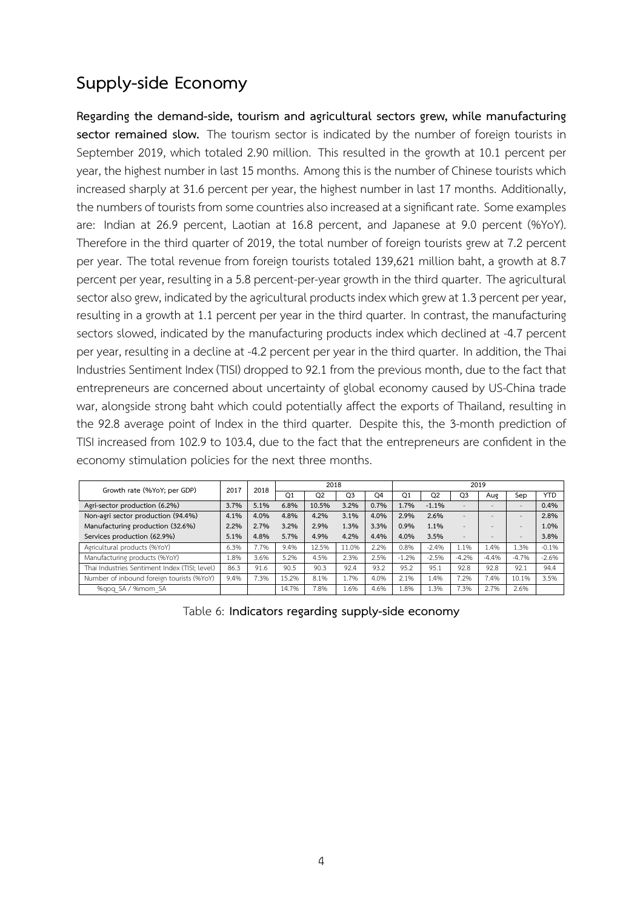## Supply-side Economy

**Regarding the demand-side, tourism and agricultural sectors grew, while manufacturing sector remained slow.** The tourism sector is indicated by the number of foreign tourists in September 2019, which totaled 2.90 million. This resulted in the growth at 10.1 percent per year, the highest number in last 15 months. Among this is the number of Chinese tourists which increased sharply at 31.6 percent per year, the highest number in last 17 months. Additionally, the numbers of tourists from some countries also increased at a significant rate. Some examples are: Indian at 26.9 percent, Laotian at 16.8 percent, and Japanese at 9.0 percent (%YoY). Therefore in the third quarter of 2019, the total number of foreign tourists grew at 7.2 percent per year. The total revenue from foreign tourists totaled 139,621 million baht, a growth at 8.7 percent per year, resulting in a 5.8 percent-per-year growth in the third quarter. The agricultural sector also grew, indicated by the agricultural products index which grew at 1.3 percent per year, resulting in a growth at 1.1 percent per year in the third quarter. In contrast, the manufacturing sectors slowed, indicated by the manufacturing products index which declined at -4.7 percent per year, resulting in a decline at -4.2 percent per year in the third quarter. In addition, the Thai Industries Sentiment Index (TISI) dropped to 92.1 from the previous month, due to the fact that entrepreneurs are concerned about uncertainty of global economy caused by US-China trade war, alongside strong baht which could potentially affect the exports of Thailand, resulting in the 92.8 average point of Index in the third quarter. Despite this, the 3-month prediction of TISI increased from 102.9 to 103.4, due to the fact that the entrepreneurs are confident in the economy stimulation policies for the next three months.

| Growth rate (%YoY; per GDP) | 2017 | 2018 | 2018 | | | | 2019 | | | | | |
|---|---|---|---|---|---|---|---|---|---|---|---|---|
| | | | Q1 | Q2 | Q3 | Q4 | Q1 | Q2 | Q3 | Aug | Sep | YTD |
| **Agri-sector production (6.2%)** | **3.7%** | **5.1%** | **6.8%** | **10.5%** | **3.2%** | **0.7%** | **1.7%** | **-1.1%** | - | - | - | **0.4%** |
| **Non-agri sector production (94.4%)** | **4.1%** | **4.0%** | **4.8%** | **4.2%** | **3.1%** | **4.0%** | **2.9%** | **2.6%** | - | - | - | **2.8%** |
| **Manufacturing production (32.6%)** | **2.2%** | **2.7%** | **3.2%** | **2.9%** | **1.3%** | **3.3%** | **0.9%** | **1.1%** | - | - | - | **1.0%** |
| **Services production (62.9%)** | **5.1%** | **4.8%** | **5.7%** | **4.9%** | **4.2%** | **4.4%** | **4.0%** | **3.5%** | - | - | - | **3.8%** |
| Agricultural products (%YoY) | 6.3% | 7.7% | 9.4% | 12.5% | 11.0% | 2.2% | 0.8% | -2.4% | 1.1% | 1.4% | 1.3% | -0.1% |
| Manufacturing products (%YoY) | 1.8% | 3.6% | 5.2% | 4.5% | 2.3% | 2.5% | -1.2% | -2.5% | -4.2% | -4.4% | -4.7% | -2.6% |
| Thai Industries Sentiment Index (TISI; level) | 86.3 | 91.6 | 90.5 | 90.3 | 92.4 | 93.2 | 95.2 | 95.1 | 92.8 | 92.8 | 92.1 | 94.4 |
| Number of inbound foreign tourists (%YoY) | 9.4% | 7.3% | 15.2% | 8.1% | 1.7% | 4.0% | 2.1% | 1.4% | 7.2% | 7.4% | 10.1% | 3.5% |
| %qoq_SA / %mom_SA | | | 14.7% | 7.8% | 1.6% | 4.6% | 1.8% | 1.3% | 7.3% | 2.7% | 2.6% | |

Table 6: **Indicators regarding supply-side economy**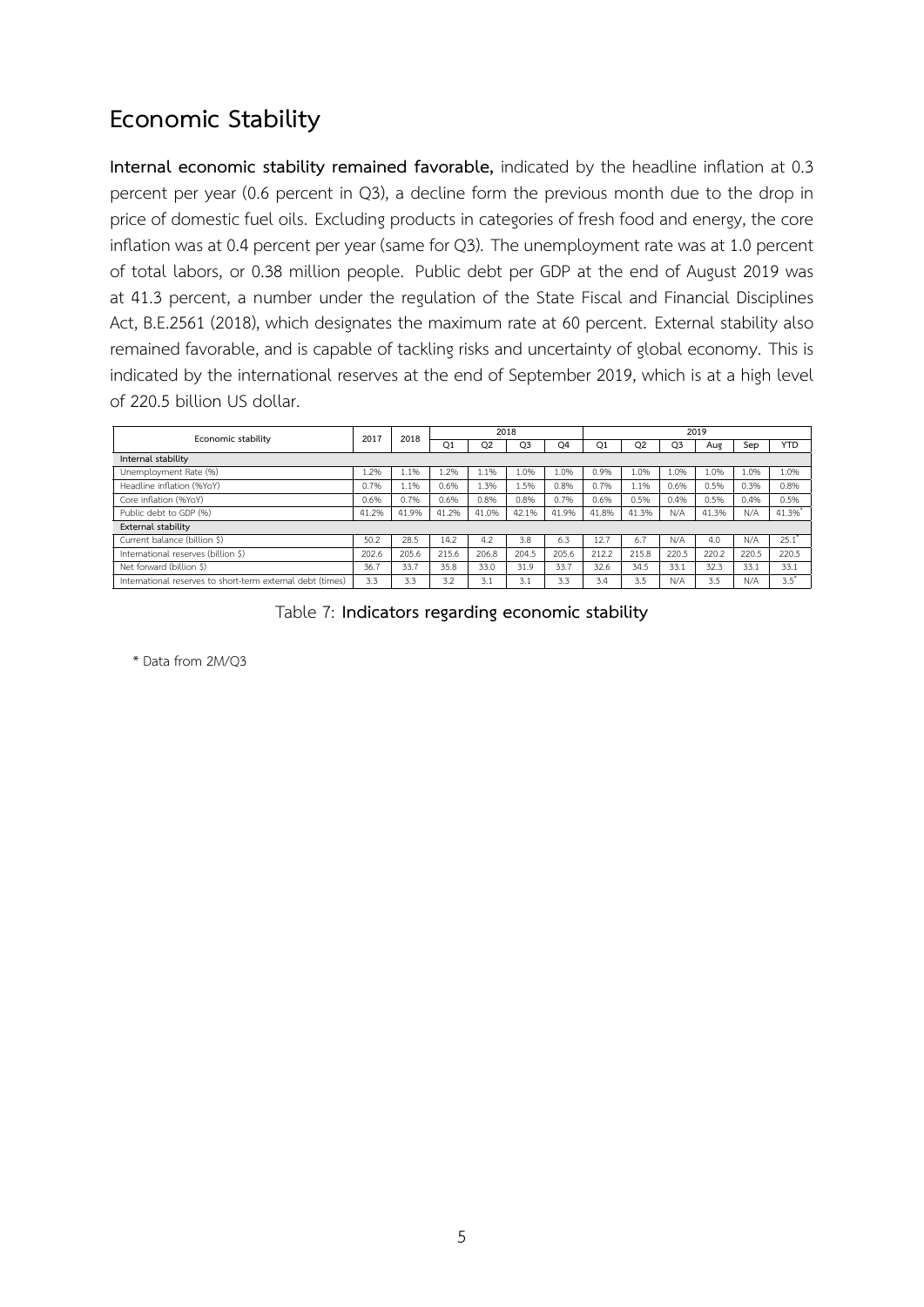## Economic Stability

**Internal economic stability remained favorable,** indicated by the headline inflation at 0.3 percent per year (0.6 percent in Q3), a decline form the previous month due to the drop in price of domestic fuel oils. Excluding products in categories of fresh food and energy, the core inflation was at 0.4 percent per year (same for Q3). The unemployment rate was at 1.0 percent of total labors, or 0.38 million people. Public debt per GDP at the end of August 2019 was at 41.3 percent, a number under the regulation of the State Fiscal and Financial Disciplines Act, B.E.2561 (2018), which designates the maximum rate at 60 percent. External stability also remained favorable, and is capable of tackling risks and uncertainty of global economy. This is indicated by the international reserves at the end of September 2019, which is at a high level of 220.5 billion US dollar.

| Economic stability | 2017 | 2018 | 2018 | | | | 2019 | | | | | |
|---|---|---|---|---|---|---|---|---|---|---|---|---|
| | | | Q1 | Q2 | Q3 | Q4 | Q1 | Q2 | Q3 | Aug | Sep | YTD |
| **Internal stability** | | | | | | | | | | | | |
| Unemployment Rate (%) | 1.2% | 1.1% | 1.2% | 1.1% | 1.0% | 1.0% | 0.9% | 1.0% | 1.0% | 1.0% | 1.0% | 1.0% |
| Headline inflation (%YoY) | 0.7% | 1.1% | 0.6% | 1.3% | 1.5% | 0.8% | 0.7% | 1.1% | 0.6% | 0.5% | 0.3% | 0.8% |
| Core inflation (%YoY) | 0.6% | 0.7% | 0.6% | 0.8% | 0.8% | 0.7% | 0.6% | 0.5% | 0.4% | 0.5% | 0.4% | 0.5% |
| Public debt to GDP (%) | 41.2% | 41.9% | 41.2% | 41.0% | 42.1% | 41.9% | 41.8% | 41.3% | N/A | 41.3% | N/A | 41.3%* |
| **External stability** | | | | | | | | | | | | |
| Current balance (billion $) | 50.2 | 28.5 | 14.2 | 4.2 | 3.8 | 6.3 | 12.7 | 6.7 | N/A | 4.0 | N/A | 25.1* |
| International reserves (billion $) | 202.6 | 205.6 | 215.6 | 206.8 | 204.5 | 205.6 | 212.2 | 215.8 | 220.5 | 220.2 | 220.5 | 220.5 |
| Net forward (billion $) | 36.7 | 33.7 | 35.8 | 33.0 | 31.9 | 33.7 | 32.6 | 34.5 | 33.1 | 32.3 | 33.1 | 33.1 |
| International reserves to short-term external debt (times) | 3.3 | 3.3 | 3.2 | 3.1 | 3.1 | 3.3 | 3.4 | 3.5 | N/A | 3.5 | N/A | 3.5* |

Table 7: **Indicators regarding economic stability**

\* Data from 2M/Q3